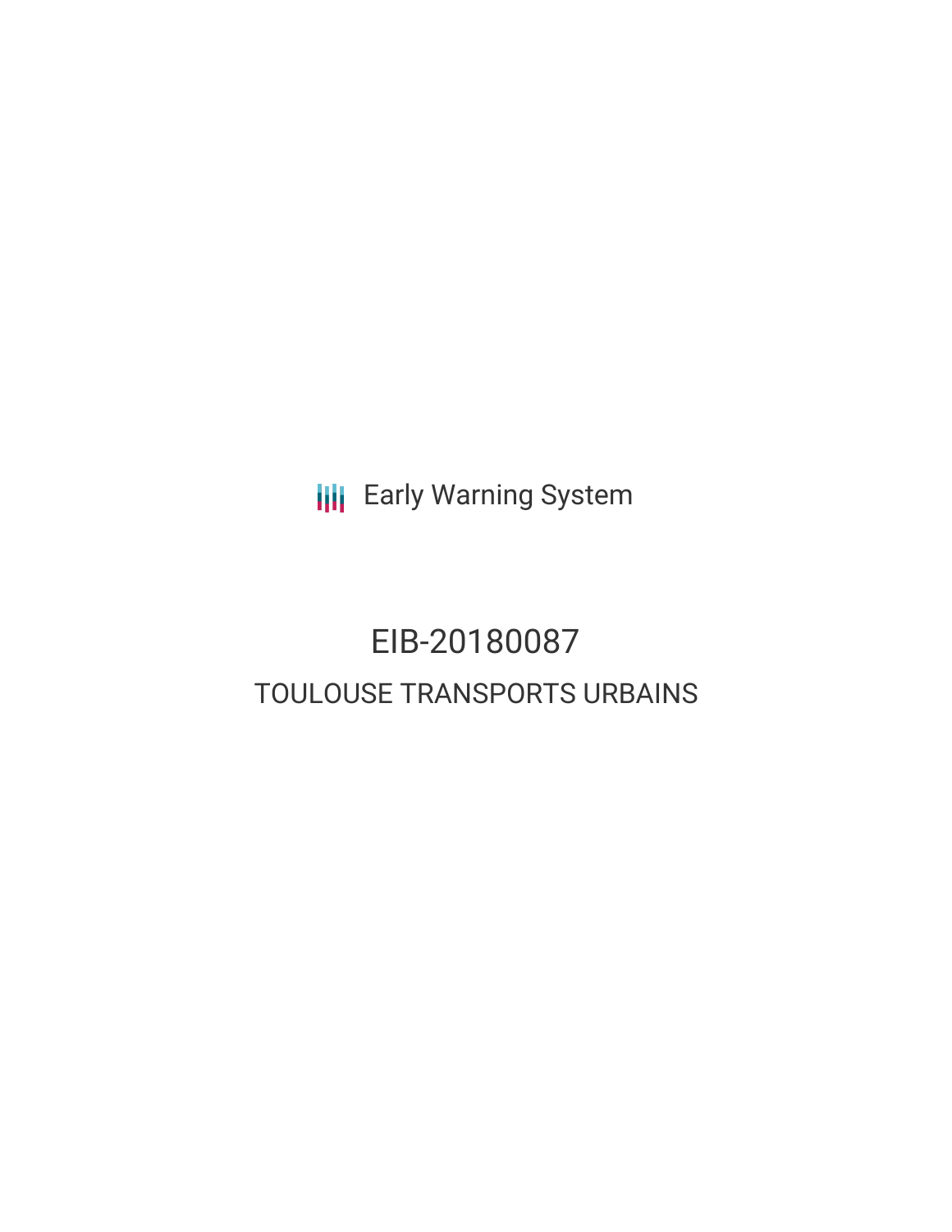Early Warning System

# EIB-20180087

## TOULOUSE TRANSPORTS URBAINS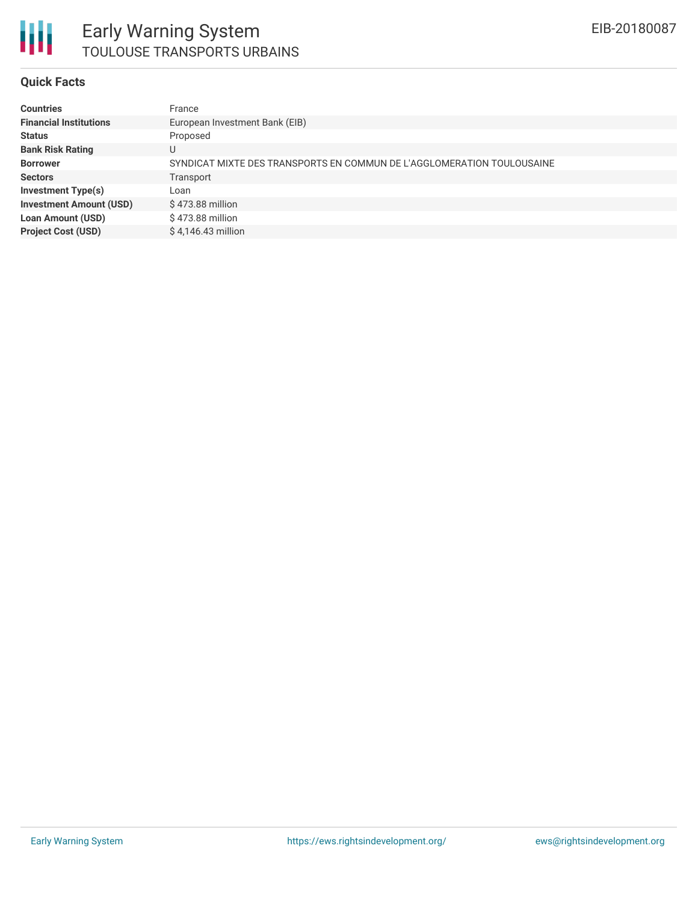# Early Warning System

## TOULOUSE TRANSPORTS URBAINS

EIB-20180087

### Quick Facts

| | |
|---|---|
| **Countries** | France |
| **Financial Institutions** | European Investment Bank (EIB) |
| **Status** | Proposed |
| **Bank Risk Rating** | U |
| **Borrower** | SYNDICAT MIXTE DES TRANSPORTS EN COMMUN DE L'AGGLOMERATION TOULOUSAINE |
| **Sectors** | Transport |
| **Investment Type(s)** | Loan |
| **Investment Amount (USD)** | $ 473.88 million |
| **Loan Amount (USD)** | $ 473.88 million |
| **Project Cost (USD)** | $ 4,146.43 million |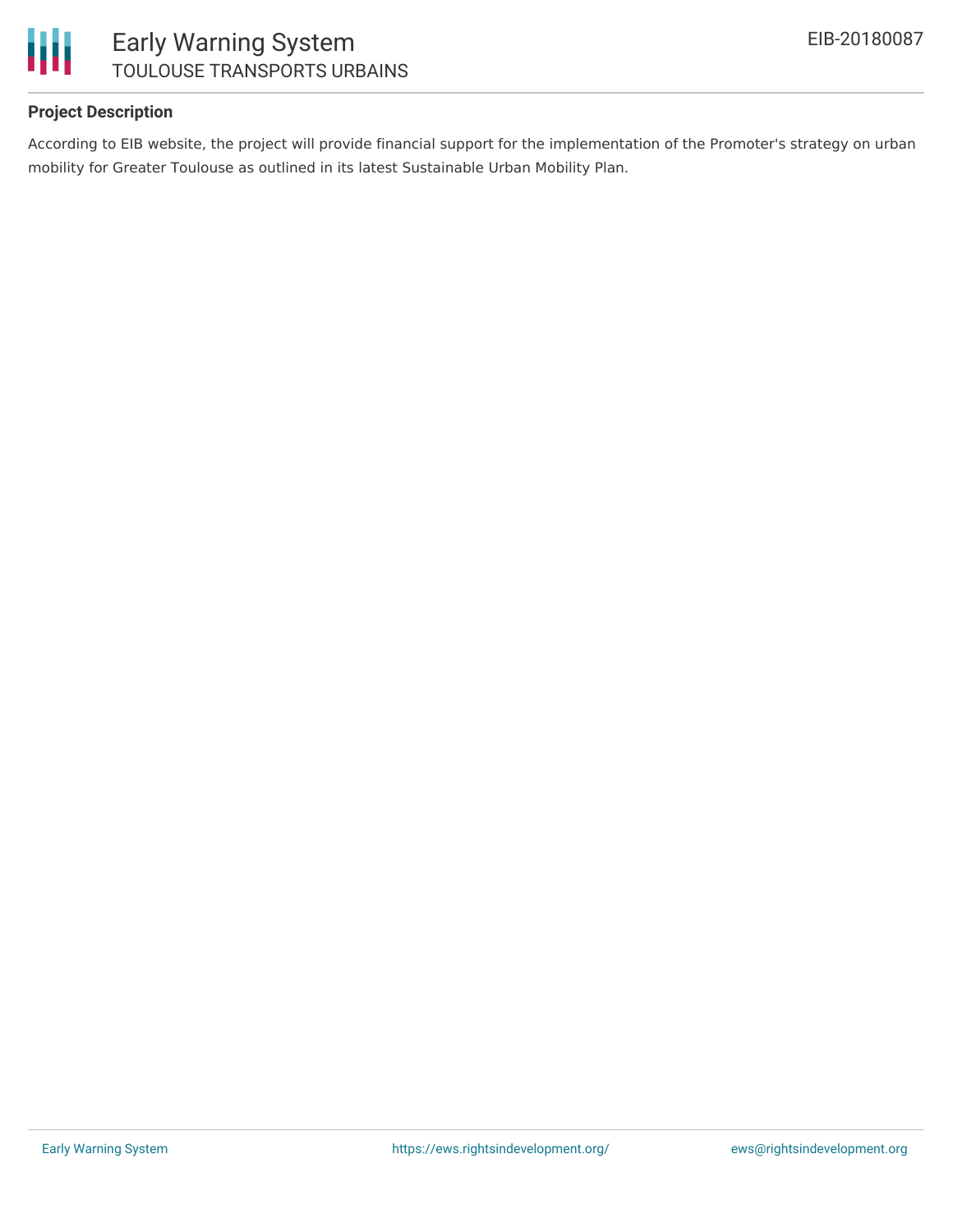**Project Description**

According to EIB website, the project will provide financial support for the implementation of the Promoter's strategy on urban mobility for Greater Toulouse as outlined in its latest Sustainable Urban Mobility Plan.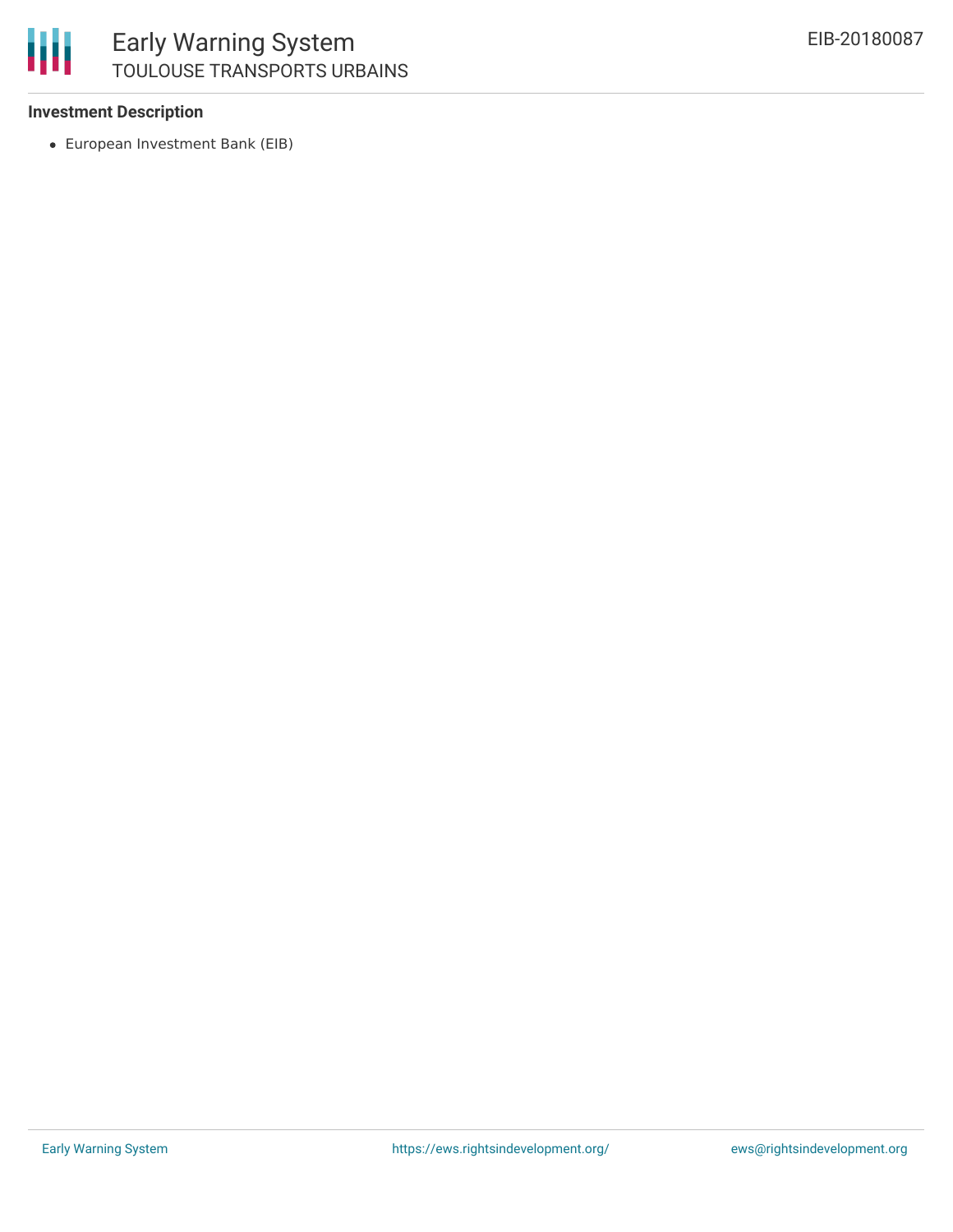### Investment Description

- European Investment Bank (EIB)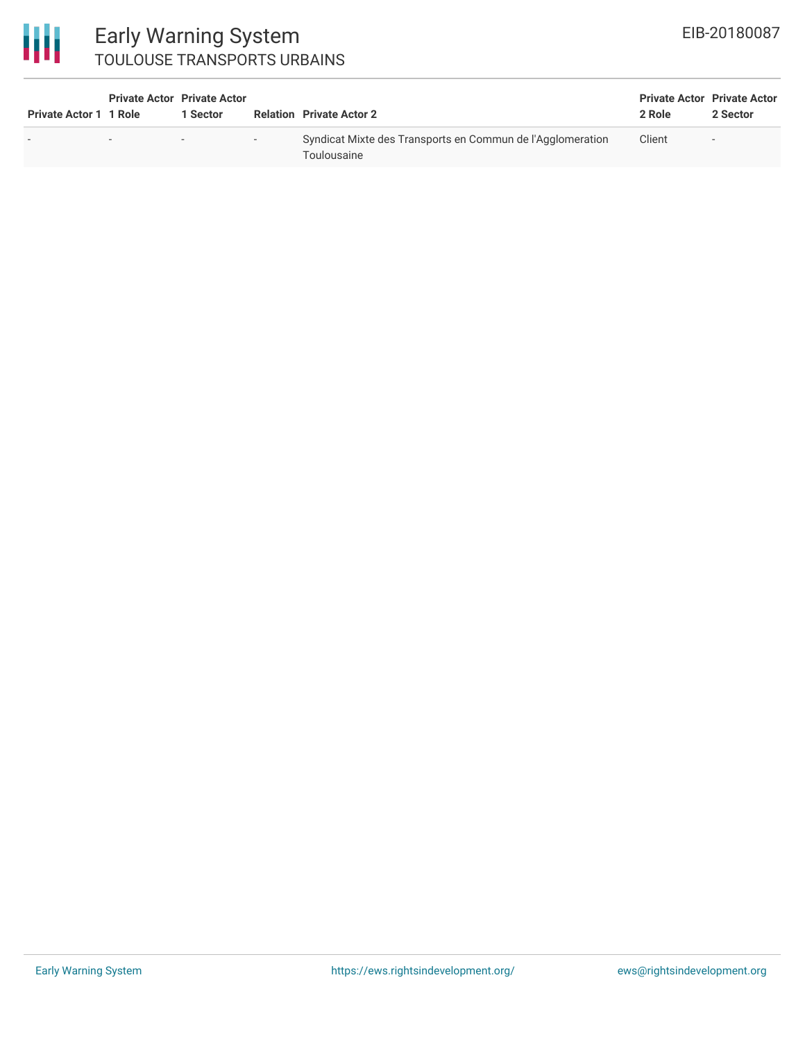| Private Actor 1 | Private Actor 1 Role | Private Actor 1 Sector | Relation | Private Actor 2 | Private Actor 2 Role | Private Actor 2 Sector |
|---|---|---|---|---|---|---|
| - | - | - | - | Syndicat Mixte des Transports en Commun de l'Agglomeration Toulousaine | Client | - |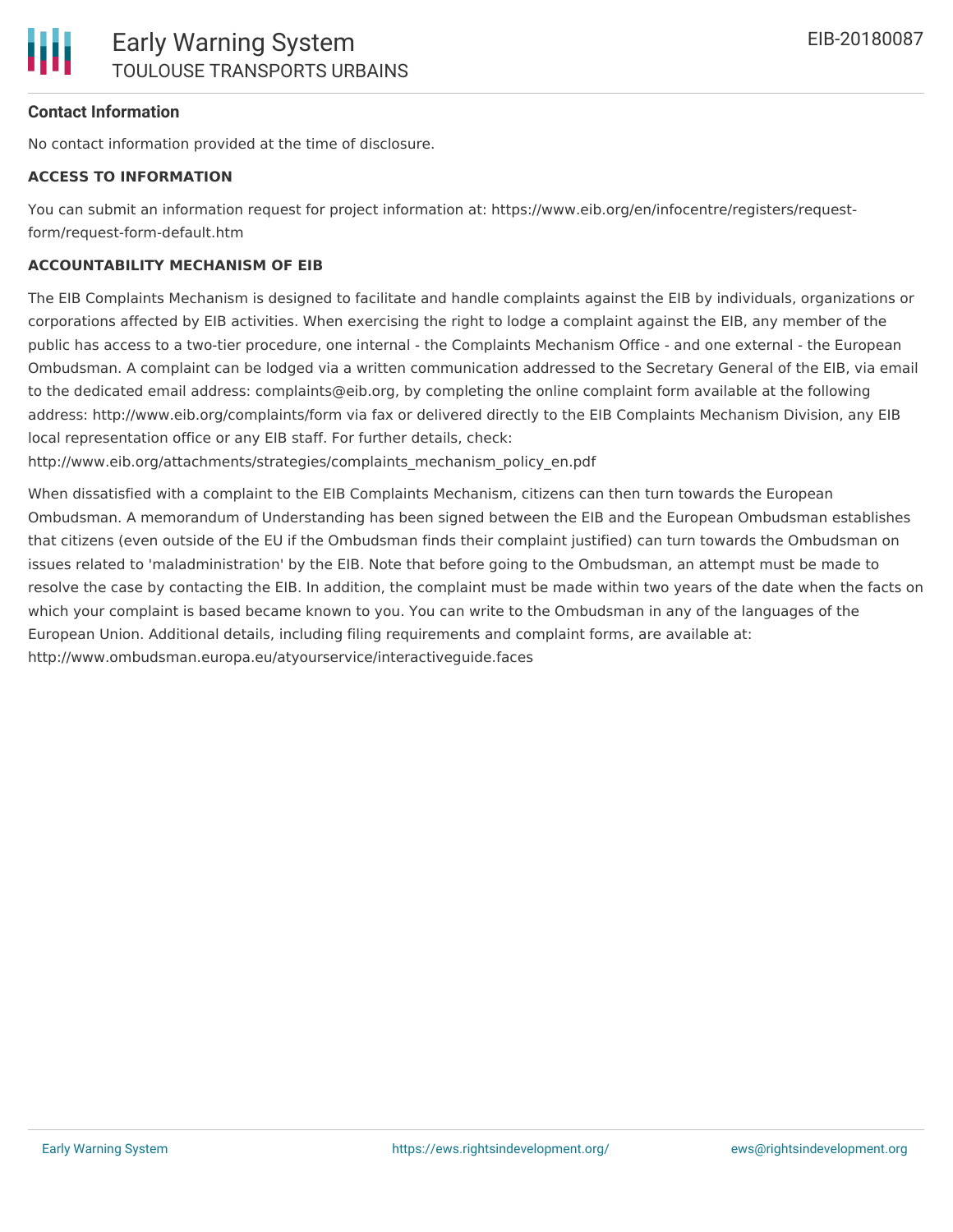### Contact Information

No contact information provided at the time of disclosure.

**ACCESS TO INFORMATION**

You can submit an information request for project information at: https://www.eib.org/en/infocentre/registers/request-form/request-form-default.htm

**ACCOUNTABILITY MECHANISM OF EIB**

The EIB Complaints Mechanism is designed to facilitate and handle complaints against the EIB by individuals, organizations or corporations affected by EIB activities. When exercising the right to lodge a complaint against the EIB, any member of the public has access to a two-tier procedure, one internal - the Complaints Mechanism Office - and one external - the European Ombudsman. A complaint can be lodged via a written communication addressed to the Secretary General of the EIB, via email to the dedicated email address: complaints@eib.org, by completing the online complaint form available at the following address: http://www.eib.org/complaints/form via fax or delivered directly to the EIB Complaints Mechanism Division, any EIB local representation office or any EIB staff. For further details, check: http://www.eib.org/attachments/strategies/complaints_mechanism_policy_en.pdf

When dissatisfied with a complaint to the EIB Complaints Mechanism, citizens can then turn towards the European Ombudsman. A memorandum of Understanding has been signed between the EIB and the European Ombudsman establishes that citizens (even outside of the EU if the Ombudsman finds their complaint justified) can turn towards the Ombudsman on issues related to 'maladministration' by the EIB. Note that before going to the Ombudsman, an attempt must be made to resolve the case by contacting the EIB. In addition, the complaint must be made within two years of the date when the facts on which your complaint is based became known to you. You can write to the Ombudsman in any of the languages of the European Union. Additional details, including filing requirements and complaint forms, are available at: http://www.ombudsman.europa.eu/atyourservice/interactiveguide.faces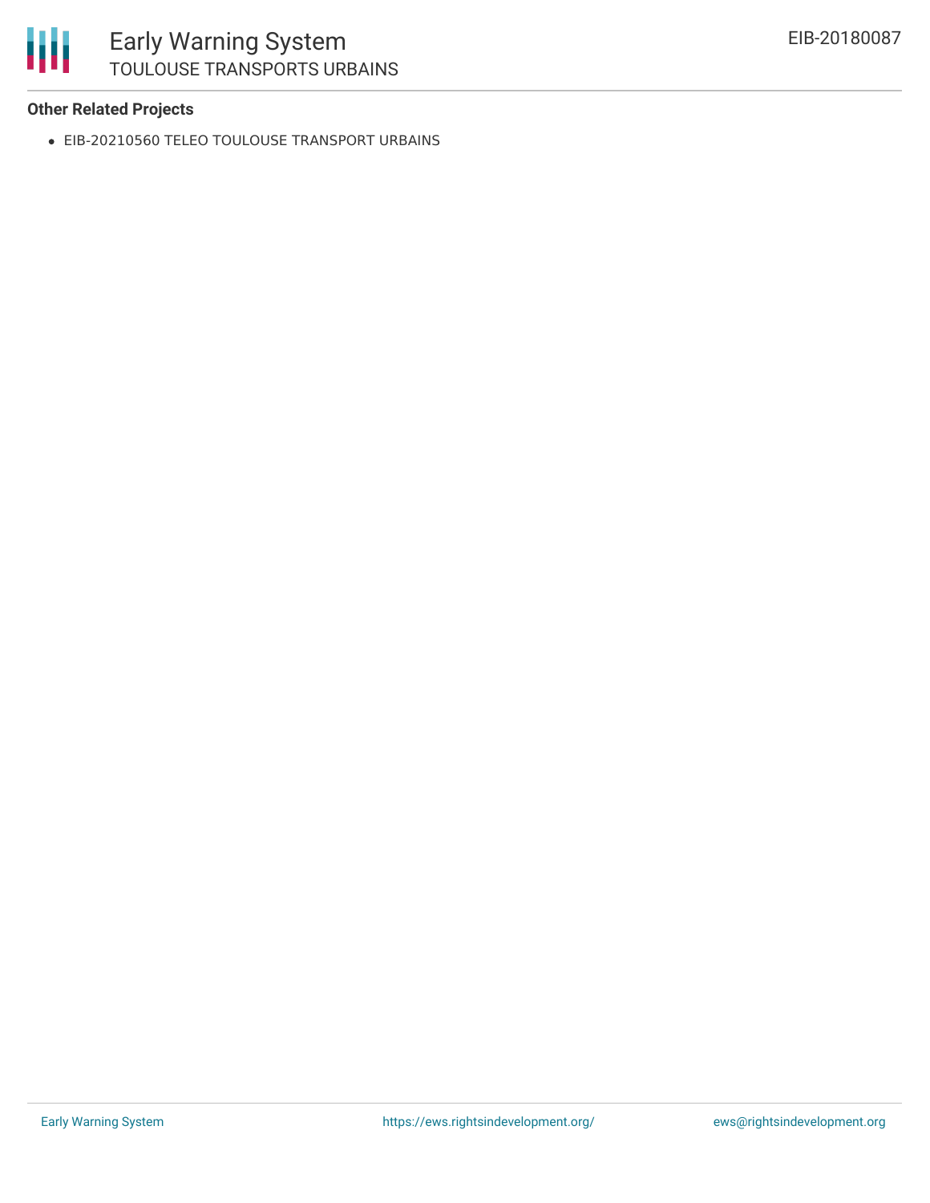**Other Related Projects**

- EIB-20210560 TELEO TOULOUSE TRANSPORT URBAINS